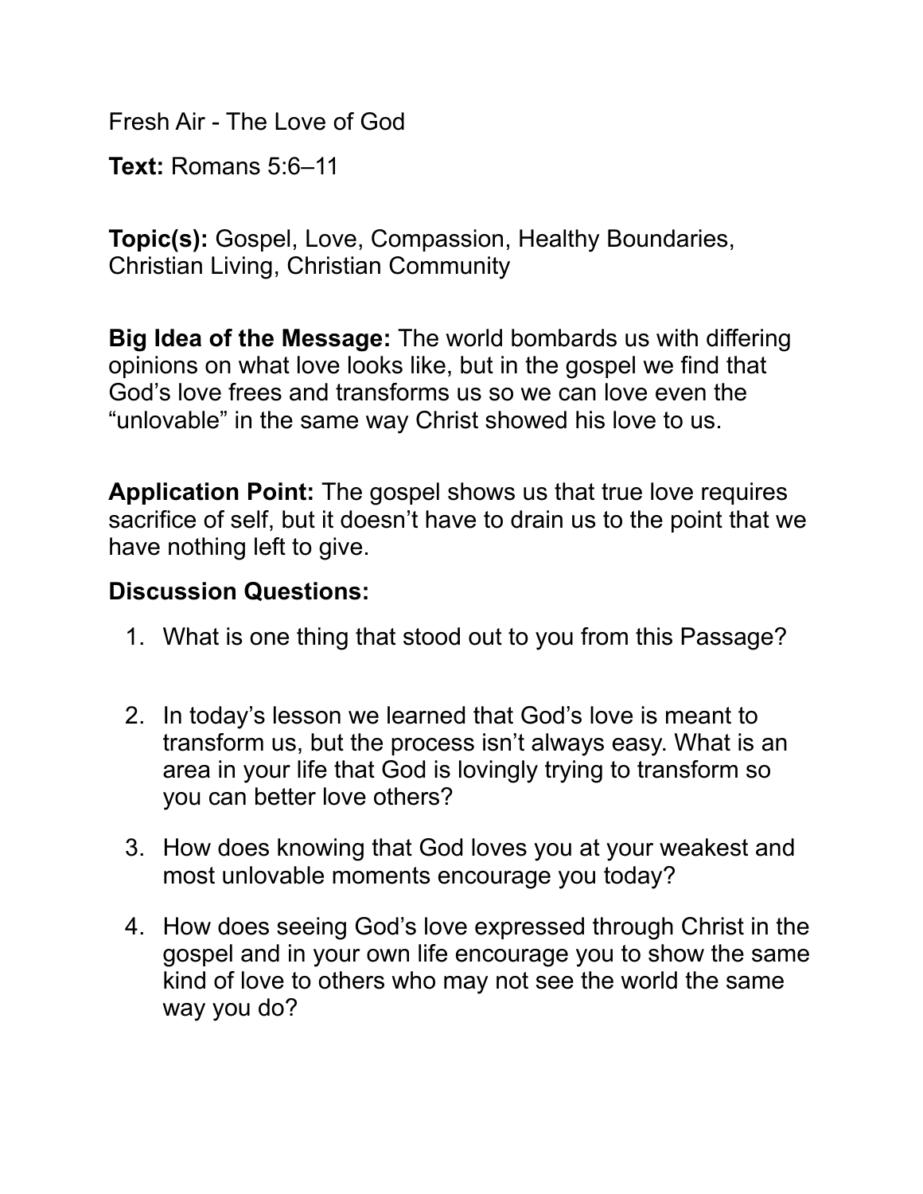Fresh Air - The Love of God

**Text:** Romans 5:6–11

**Topic(s):** Gospel, Love, Compassion, Healthy Boundaries, Christian Living, Christian Community

**Big Idea of the Message:** The world bombards us with differing opinions on what love looks like, but in the gospel we find that God's love frees and transforms us so we can love even the "unlovable" in the same way Christ showed his love to us.

**Application Point:** The gospel shows us that true love requires sacrifice of self, but it doesn't have to drain us to the point that we have nothing left to give.

**Discussion Questions:**

1. What is one thing that stood out to you from this Passage?

2. In today's lesson we learned that God's love is meant to transform us, but the process isn't always easy. What is an area in your life that God is lovingly trying to transform so you can better love others?

3. How does knowing that God loves you at your weakest and most unlovable moments encourage you today?

4. How does seeing God's love expressed through Christ in the gospel and in your own life encourage you to show the same kind of love to others who may not see the world the same way you do?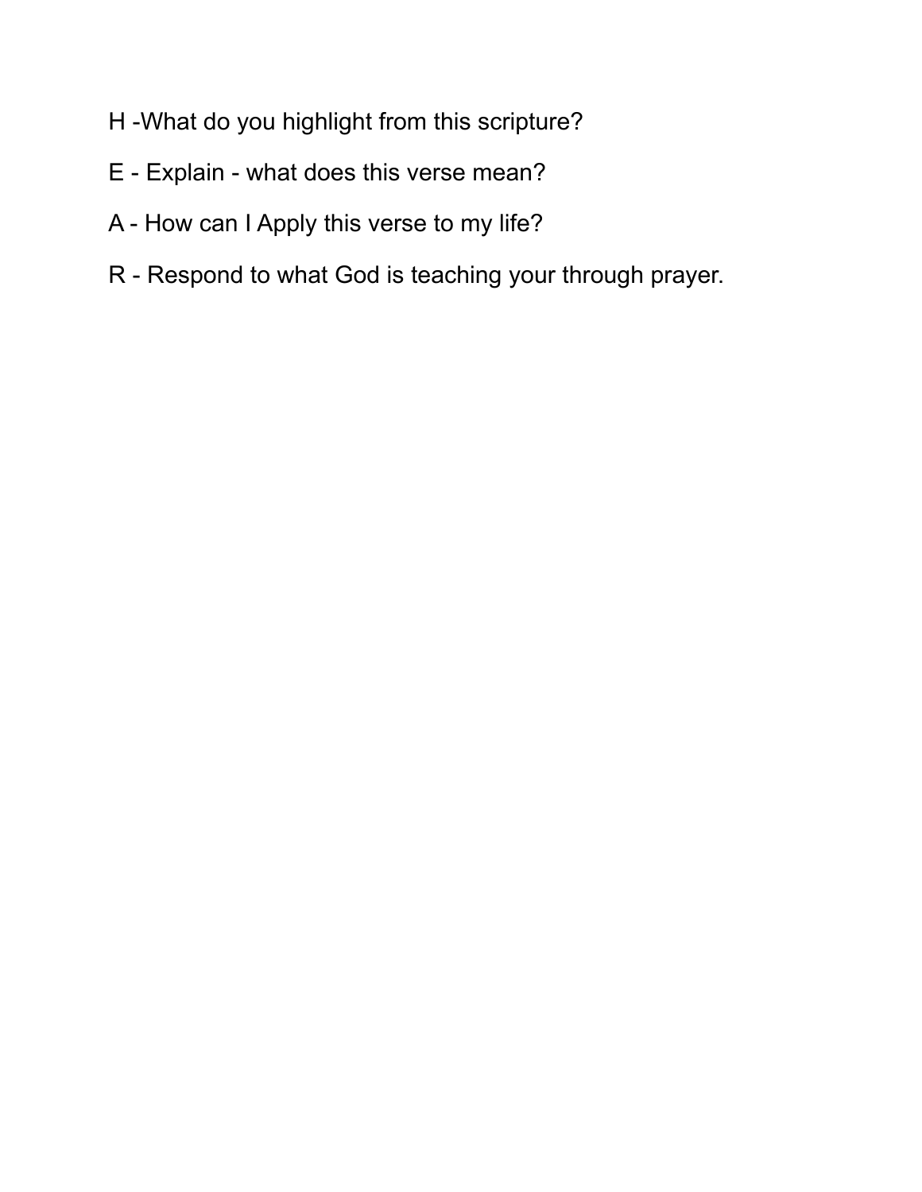H -What do you highlight from this scripture?

E - Explain - what does this verse mean?

A - How can I Apply this verse to my life?

R - Respond to what God is teaching your through prayer.